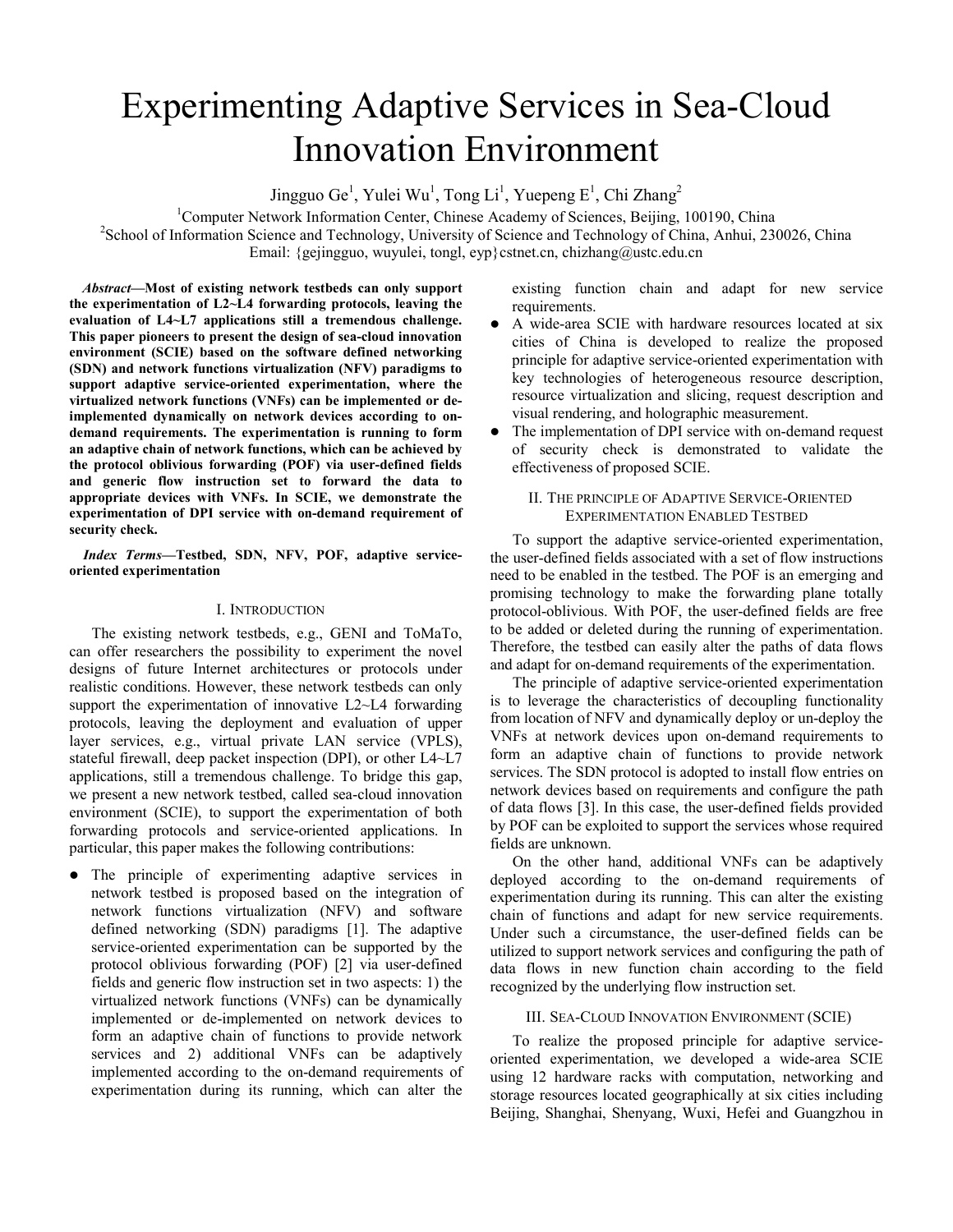# Experimenting Adaptive Services in Sea-Cloud Innovation Environment

Jingguo Ge[1], Yulei Wu[1], Tong Li[1], Yuepeng E[1], Chi Zhang[2]

[1]Computer Network Information Center, Chinese Academy of Sciences, Beijing, 100190, China

[2]School of Information Science and Technology, University of Science and Technology of China, Anhui, 230026, China

Email: {gejingguo, wuyulei, tongl, eyp}cstnet.cn, chizhang@ustc.edu.cn

***Abstract*—Most of existing network testbeds can only support the experimentation of L2~L4 forwarding protocols, leaving the evaluation of L4~L7 applications still a tremendous challenge. This paper pioneers to present the design of sea-cloud innovation environment (SCIE) based on the software defined networking (SDN) and network functions virtualization (NFV) paradigms to support adaptive service-oriented experimentation, where the virtualized network functions (VNFs) can be implemented or de-implemented dynamically on network devices according to on-demand requirements. The experimentation is running to form an adaptive chain of network functions, which can be achieved by the protocol oblivious forwarding (POF) via user-defined fields and generic flow instruction set to forward the data to appropriate devices with VNFs. In SCIE, we demonstrate the experimentation of DPI service with on-demand requirement of security check.**

***Index Terms*—Testbed, SDN, NFV, POF, adaptive service-oriented experimentation**

## I. Introduction

The existing network testbeds, e.g., GENI and ToMaTo, can offer researchers the possibility to experiment the novel designs of future Internet architectures or protocols under realistic conditions. However, these network testbeds can only support the experimentation of innovative L2~L4 forwarding protocols, leaving the deployment and evaluation of upper layer services, e.g., virtual private LAN service (VPLS), stateful firewall, deep packet inspection (DPI), or other L4~L7 applications, still a tremendous challenge. To bridge this gap, we present a new network testbed, called sea-cloud innovation environment (SCIE), to support the experimentation of both forwarding protocols and service-oriented applications. In particular, this paper makes the following contributions:

- The principle of experimenting adaptive services in network testbed is proposed based on the integration of network functions virtualization (NFV) and software defined networking (SDN) paradigms [1]. The adaptive service-oriented experimentation can be supported by the protocol oblivious forwarding (POF) [2] via user-defined fields and generic flow instruction set in two aspects: 1) the virtualized network functions (VNFs) can be dynamically implemented or de-implemented on network devices to form an adaptive chain of functions to provide network services and 2) additional VNFs can be adaptively implemented according to the on-demand requirements of experimentation during its running, which can alter the existing function chain and adapt for new service requirements.
- A wide-area SCIE with hardware resources located at six cities of China is developed to realize the proposed principle for adaptive service-oriented experimentation with key technologies of heterogeneous resource description, resource virtualization and slicing, request description and visual rendering, and holographic measurement.
- The implementation of DPI service with on-demand request of security check is demonstrated to validate the effectiveness of proposed SCIE.

## II. The Principle of Adaptive Service-Oriented Experimentation Enabled Testbed

To support the adaptive service-oriented experimentation, the user-defined fields associated with a set of flow instructions need to be enabled in the testbed. The POF is an emerging and promising technology to make the forwarding plane totally protocol-oblivious. With POF, the user-defined fields are free to be added or deleted during the running of experimentation. Therefore, the testbed can easily alter the paths of data flows and adapt for on-demand requirements of the experimentation.

The principle of adaptive service-oriented experimentation is to leverage the characteristics of decoupling functionality from location of NFV and dynamically deploy or un-deploy the VNFs at network devices upon on-demand requirements to form an adaptive chain of functions to provide network services. The SDN protocol is adopted to install flow entries on network devices based on requirements and configure the path of data flows [3]. In this case, the user-defined fields provided by POF can be exploited to support the services whose required fields are unknown.

On the other hand, additional VNFs can be adaptively deployed according to the on-demand requirements of experimentation during its running. This can alter the existing chain of functions and adapt for new service requirements. Under such a circumstance, the user-defined fields can be utilized to support network services and configuring the path of data flows in new function chain according to the field recognized by the underlying flow instruction set.

## III. Sea-Cloud Innovation Environment (SCIE)

To realize the proposed principle for adaptive service-oriented experimentation, we developed a wide-area SCIE using 12 hardware racks with computation, networking and storage resources located geographically at six cities including Beijing, Shanghai, Shenyang, Wuxi, Hefei and Guangzhou in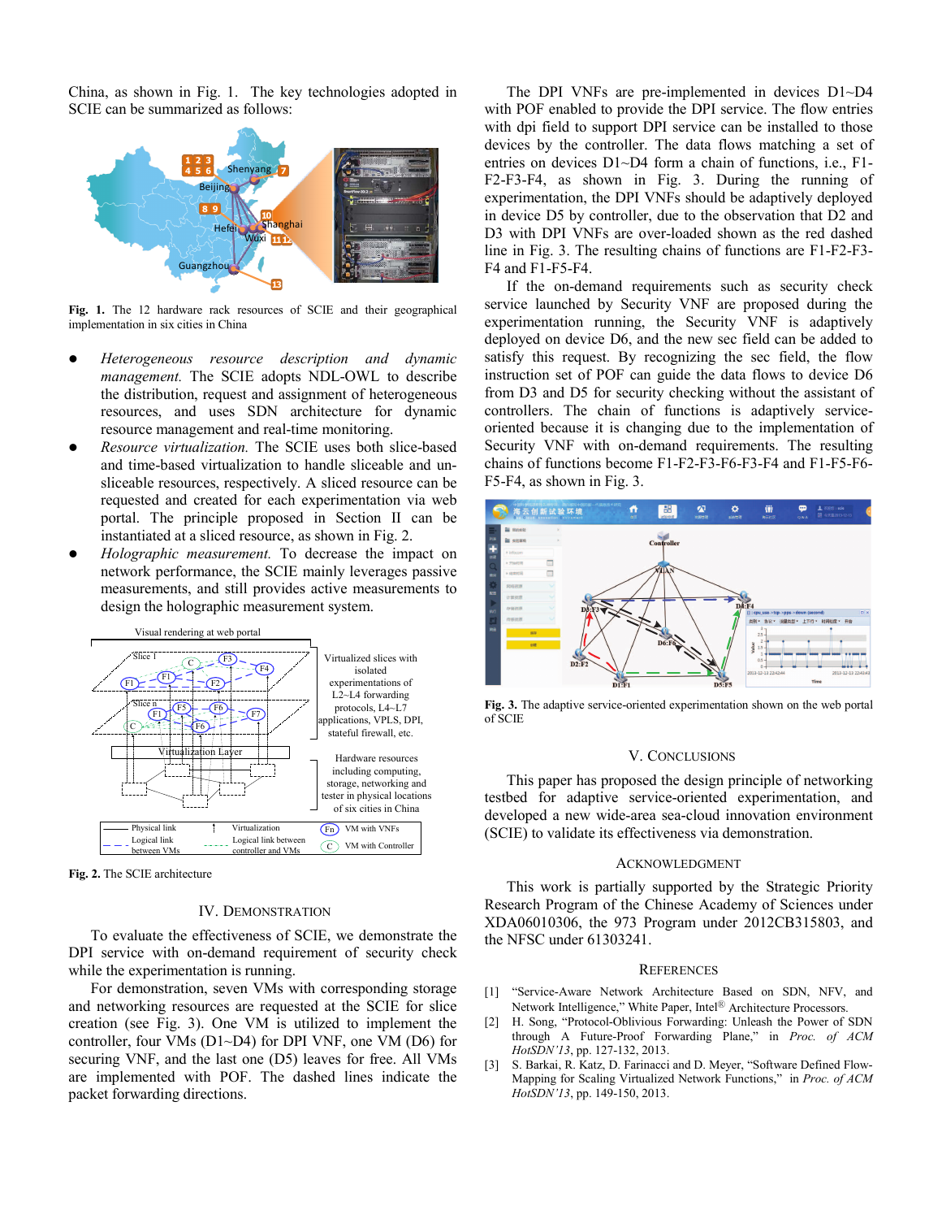China, as shown in Fig. 1. The key technologies adopted in SCIE can be summarized as follows:

**Fig. 1.** The 12 hardware rack resources of SCIE and their geographical implementation in six cities in China

- *Heterogeneous resource description and dynamic management.* The SCIE adopts NDL-OWL to describe the distribution, request and assignment of heterogeneous resources, and uses SDN architecture for dynamic resource management and real-time monitoring.
- *Resource virtualization.* The SCIE uses both slice-based and time-based virtualization to handle sliceable and un-sliceable resources, respectively. A sliced resource can be requested and created for each experimentation via web portal. The principle proposed in Section II can be instantiated at a sliced resource, as shown in Fig. 2.
- *Holographic measurement.* To decrease the impact on network performance, the SCIE mainly leverages passive measurements, and still provides active measurements to design the holographic measurement system.

**Fig. 2.** The SCIE architecture

## IV. Demonstration

To evaluate the effectiveness of SCIE, we demonstrate the DPI service with on-demand requirement of security check while the experimentation is running.

For demonstration, seven VMs with corresponding storage and networking resources are requested at the SCIE for slice creation (see Fig. 3). One VM is utilized to implement the controller, four VMs (D1~D4) for DPI VNF, one VM (D6) for securing VNF, and the last one (D5) leaves for free. All VMs are implemented with POF. The dashed lines indicate the packet forwarding directions.

The DPI VNFs are pre-implemented in devices D1~D4 with POF enabled to provide the DPI service. The flow entries with dpi field to support DPI service can be installed to those devices by the controller. The data flows matching a set of entries on devices D1~D4 form a chain of functions, i.e., F1-F2-F3-F4, as shown in Fig. 3. During the running of experimentation, the DPI VNFs should be adaptively deployed in device D5 by controller, due to the observation that D2 and D3 with DPI VNFs are over-loaded shown as the red dashed line in Fig. 3. The resulting chains of functions are F1-F2-F3-F4 and F1-F5-F4.

If the on-demand requirements such as security check service launched by Security VNF are proposed during the experimentation running, the Security VNF is adaptively deployed on device D6, and the new sec field can be added to satisfy this request. By recognizing the sec field, the flow instruction set of POF can guide the data flows to device D6 from D3 and D5 for security checking without the assistant of controllers. The chain of functions is adaptively service-oriented because it is changing due to the implementation of Security VNF with on-demand requirements. The resulting chains of functions become F1-F2-F3-F6-F3-F4 and F1-F5-F6-F5-F4, as shown in Fig. 3.

**Fig. 3.** The adaptive service-oriented experimentation shown on the web portal of SCIE

## V. Conclusions

This paper has proposed the design principle of networking testbed for adaptive service-oriented experimentation, and developed a new wide-area sea-cloud innovation environment (SCIE) to validate its effectiveness via demonstration.

## Acknowledgment

This work is partially supported by the Strategic Priority Research Program of the Chinese Academy of Sciences under XDA06010306, the 973 Program under 2012CB315803, and the NFSC under 61303241.

## References

[1] "Service-Aware Network Architecture Based on SDN, NFV, and Network Intelligence," White Paper, Intel® Architecture Processors.

[2] H. Song, "Protocol-Oblivious Forwarding: Unleash the Power of SDN through A Future-Proof Forwarding Plane," in *Proc. of ACM HotSDN'13*, pp. 127-132, 2013.

[3] S. Barkai, R. Katz, D. Farinacci and D. Meyer, "Software Defined Flow-Mapping for Scaling Virtualized Network Functions," in *Proc. of ACM HotSDN'13*, pp. 149-150, 2013.